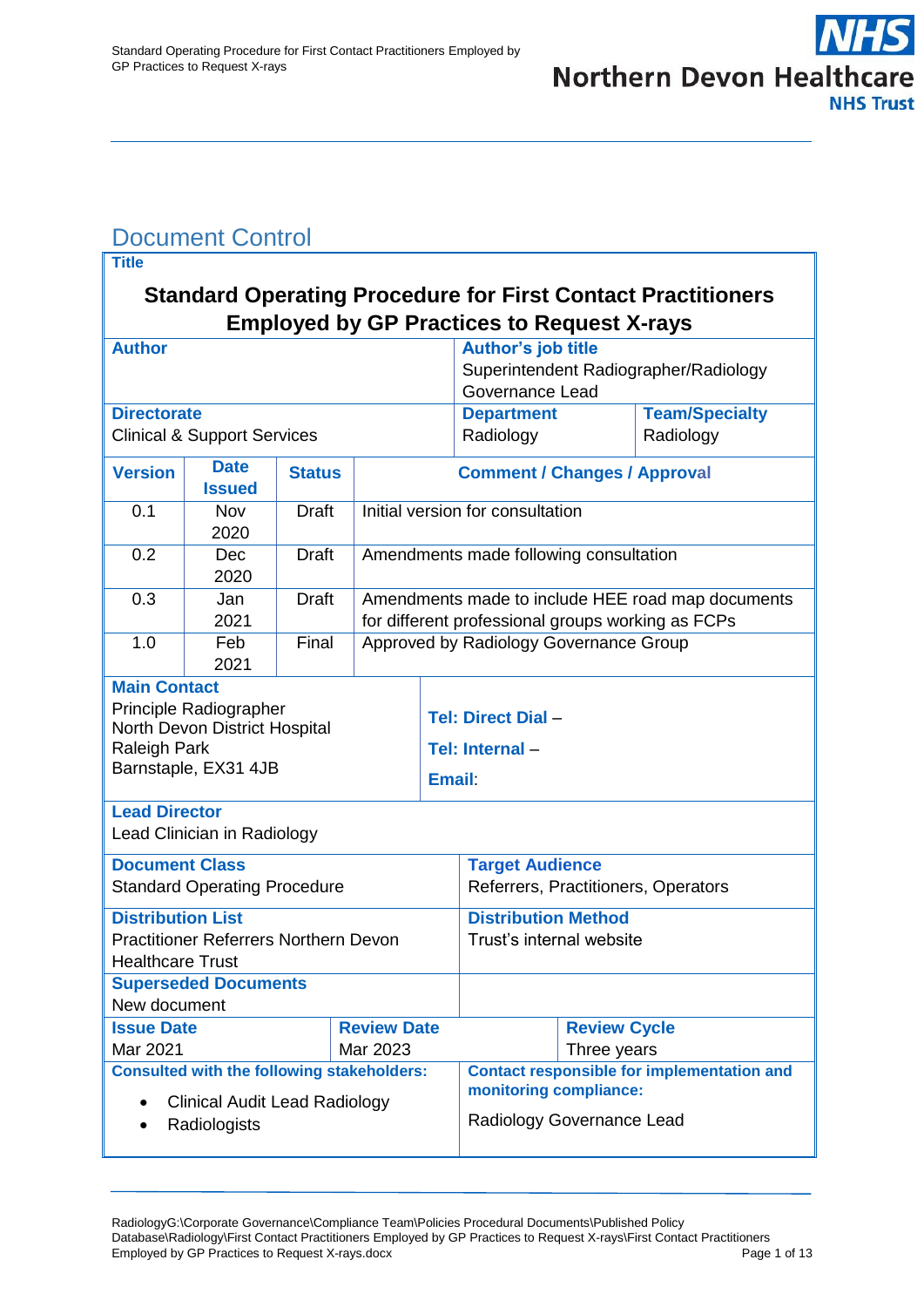# Document Control

| Title | | | |
|---|---|---|---|
| **Standard Operating Procedure for First Contact Practitioners Employed by GP Practices to Request X-rays** | | | |
| **Author** | | **Author's job title**<br>Superintendent Radiographer/Radiology Governance Lead | |
| **Directorate**<br>Clinical & Support Services | | **Department**<br>Radiology | **Team/Specialty**<br>Radiology |

| Version | Date Issued | Status | Comment / Changes / Approval |
|---|---|---|---|
| 0.1 | Nov 2020 | Draft | Initial version for consultation |
| 0.2 | Dec 2020 | Draft | Amendments made following consultation |
| 0.3 | Jan 2021 | Draft | Amendments made to include HEE road map documents for different professional groups working as FCPs |
| 1.0 | Feb 2021 | Final | Approved by Radiology Governance Group |

| | | |
|---|---|---|
| **Main Contact**<br>Principle Radiographer<br>North Devon District Hospital<br>Raleigh Park<br>Barnstaple, EX31 4JB | **Tel: Direct Dial** –<br>**Tel: Internal** –<br>**Email**: | |
| **Lead Director**<br>Lead Clinician in Radiology | | |
| **Document Class**<br>Standard Operating Procedure | **Target Audience**<br>Referrers, Practitioners, Operators | |
| **Distribution List**<br>Practitioner Referrers Northern Devon Healthcare Trust | **Distribution Method**<br>Trust's internal website | |
| **Superseded Documents**<br>New document | | |
| **Issue Date**<br>Mar 2021 | **Review Date**<br>Mar 2023 | **Review Cycle**<br>Three years |
| **Consulted with the following stakeholders:**<br>• Clinical Audit Lead Radiology<br>• Radiologists | **Contact responsible for implementation and monitoring compliance:**<br>Radiology Governance Lead | |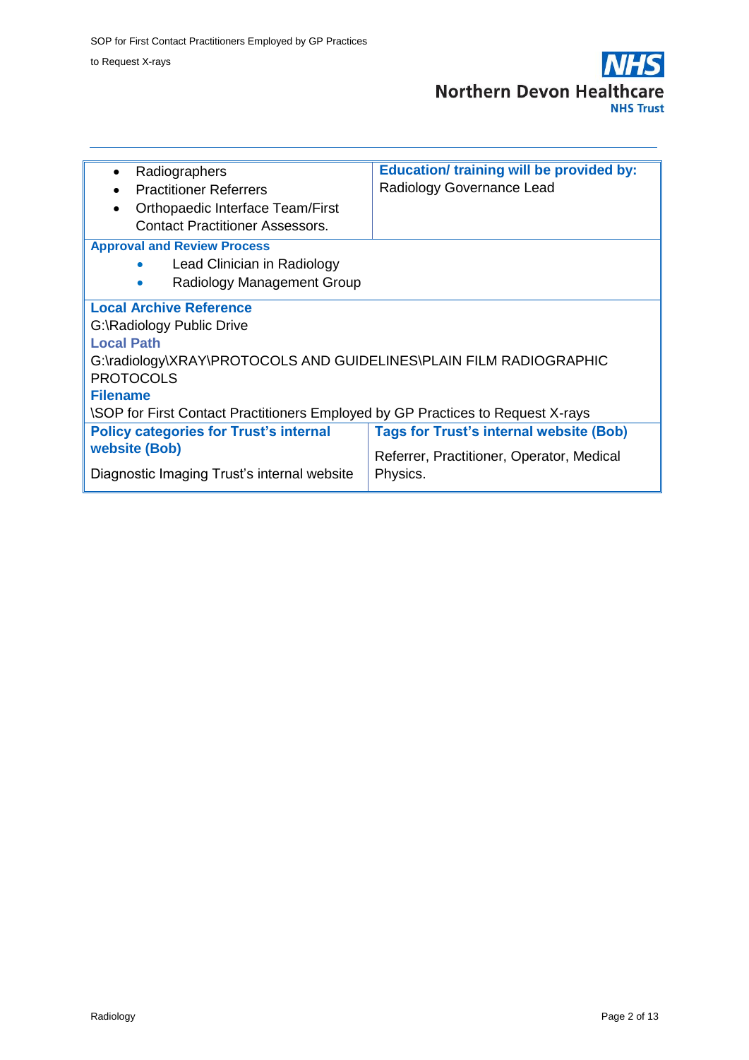| | |
|---|---|
| • Radiographers<br>• Practitioner Referrers<br>• Orthopaedic Interface Team/First Contact Practitioner Assessors. | **Education/ training will be provided by:**<br>Radiology Governance Lead |
| **Approval and Review Process**<br>• Lead Clinician in Radiology<br>• Radiology Management Group | |
| **Local Archive Reference**<br>G:\Radiology Public Drive<br>**Local Path**<br>G:\radiology\XRAY\PROTOCOLS AND GUIDELINES\PLAIN FILM RADIOGRAPHIC PROTOCOLS<br>**Filename**<br>\SOP for First Contact Practitioners Employed by GP Practices to Request X-rays | |
| **Policy categories for Trust's internal website (Bob)**<br>Diagnostic Imaging Trust's internal website | **Tags for Trust's internal website (Bob)**<br>Referrer, Practitioner, Operator, Medical Physics. |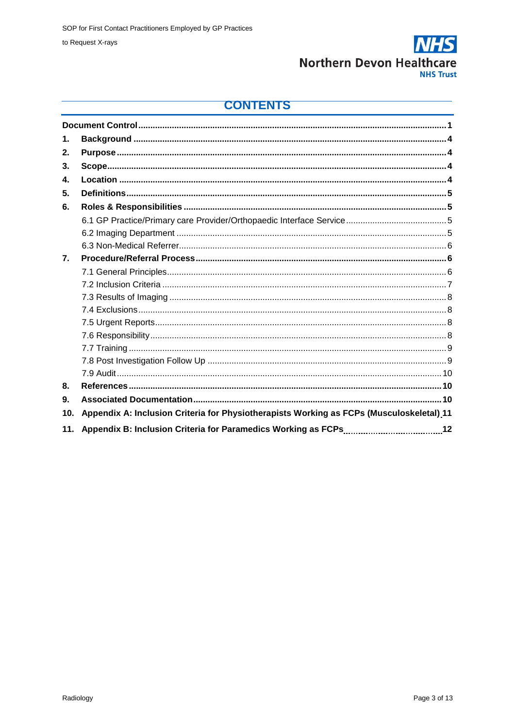## CONTENTS

| | | |
|---|---|---|
| **Document Control** | | **1** |
| **1.** | **Background** | **4** |
| **2.** | **Purpose** | **4** |
| **3.** | **Scope** | **4** |
| **4.** | **Location** | **4** |
| **5.** | **Definitions** | **5** |
| **6.** | **Roles & Responsibilities** | **5** |
| | 6.1 GP Practice/Primary care Provider/Orthopaedic Interface Service | 5 |
| | 6.2 Imaging Department | 5 |
| | 6.3 Non-Medical Referrer | 6 |
| **7.** | **Procedure/Referral Process** | **6** |
| | 7.1 General Principles | 6 |
| | 7.2 Inclusion Criteria | 7 |
| | 7.3 Results of Imaging | 8 |
| | 7.4 Exclusions | 8 |
| | 7.5 Urgent Reports | 8 |
| | 7.6 Responsibility | 8 |
| | 7.7 Training | 9 |
| | 7.8 Post Investigation Follow Up | 9 |
| | 7.9 Audit | 10 |
| **8.** | **References** | **10** |
| **9.** | **Associated Documentation** | **10** |
| **10.** | **Appendix A: Inclusion Criteria for Physiotherapists Working as FCPs (Musculoskeletal)** | **11** |
| **11.** | **Appendix B: Inclusion Criteria for Paramedics Working as FCPs** | **12** |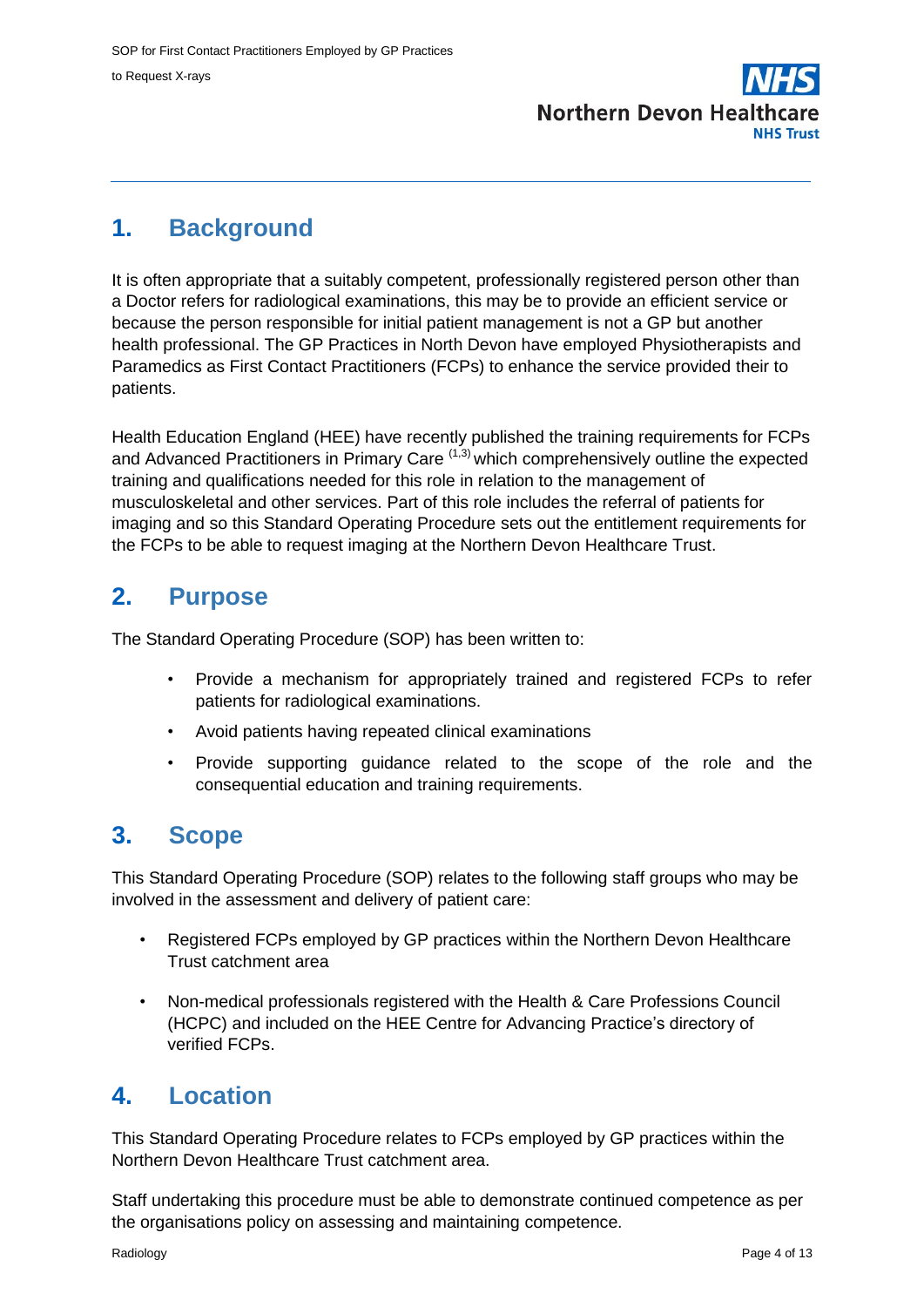## 1. Background

It is often appropriate that a suitably competent, professionally registered person other than a Doctor refers for radiological examinations, this may be to provide an efficient service or because the person responsible for initial patient management is not a GP but another health professional. The GP Practices in North Devon have employed Physiotherapists and Paramedics as First Contact Practitioners (FCPs) to enhance the service provided their to patients.

Health Education England (HEE) have recently published the training requirements for FCPs and Advanced Practitioners in Primary Care [1,3] which comprehensively outline the expected training and qualifications needed for this role in relation to the management of musculoskeletal and other services. Part of this role includes the referral of patients for imaging and so this Standard Operating Procedure sets out the entitlement requirements for the FCPs to be able to request imaging at the Northern Devon Healthcare Trust.

## 2. Purpose

The Standard Operating Procedure (SOP) has been written to:

- Provide a mechanism for appropriately trained and registered FCPs to refer patients for radiological examinations.
- Avoid patients having repeated clinical examinations
- Provide supporting guidance related to the scope of the role and the consequential education and training requirements.

## 3. Scope

This Standard Operating Procedure (SOP) relates to the following staff groups who may be involved in the assessment and delivery of patient care:

- Registered FCPs employed by GP practices within the Northern Devon Healthcare Trust catchment area
- Non-medical professionals registered with the Health & Care Professions Council (HCPC) and included on the HEE Centre for Advancing Practice's directory of verified FCPs.

## 4. Location

This Standard Operating Procedure relates to FCPs employed by GP practices within the Northern Devon Healthcare Trust catchment area.

Staff undertaking this procedure must be able to demonstrate continued competence as per the organisations policy on assessing and maintaining competence.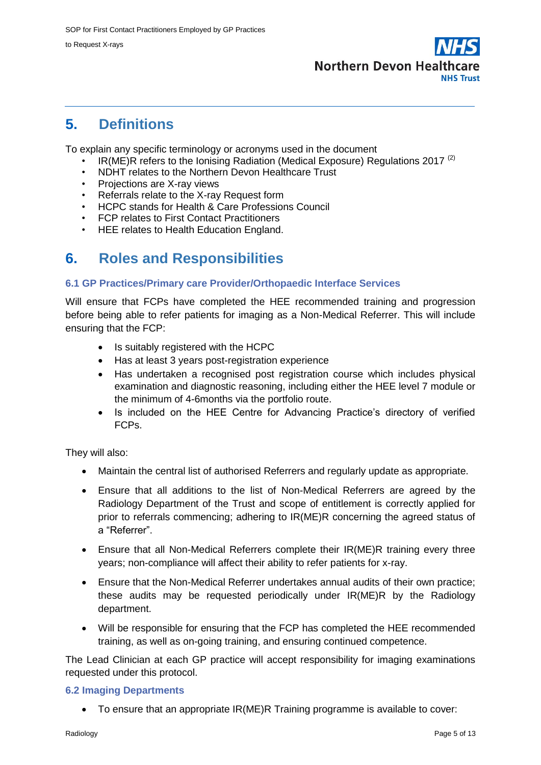## 5. Definitions

To explain any specific terminology or acronyms used in the document

- IR(ME)R refers to the Ionising Radiation (Medical Exposure) Regulations 2017 [2]
- NDHT relates to the Northern Devon Healthcare Trust
- Projections are X-ray views
- Referrals relate to the X-ray Request form
- HCPC stands for Health & Care Professions Council
- FCP relates to First Contact Practitioners
- HEE relates to Health Education England.

## 6. Roles and Responsibilities

### 6.1 GP Practices/Primary care Provider/Orthopaedic Interface Services

Will ensure that FCPs have completed the HEE recommended training and progression before being able to refer patients for imaging as a Non-Medical Referrer. This will include ensuring that the FCP:

- Is suitably registered with the HCPC
- Has at least 3 years post-registration experience
- Has undertaken a recognised post registration course which includes physical examination and diagnostic reasoning, including either the HEE level 7 module or the minimum of 4-6months via the portfolio route.
- Is included on the HEE Centre for Advancing Practice's directory of verified FCPs.

They will also:

- Maintain the central list of authorised Referrers and regularly update as appropriate.
- Ensure that all additions to the list of Non-Medical Referrers are agreed by the Radiology Department of the Trust and scope of entitlement is correctly applied for prior to referrals commencing; adhering to IR(ME)R concerning the agreed status of a "Referrer".
- Ensure that all Non-Medical Referrers complete their IR(ME)R training every three years; non-compliance will affect their ability to refer patients for x-ray.
- Ensure that the Non-Medical Referrer undertakes annual audits of their own practice; these audits may be requested periodically under IR(ME)R by the Radiology department.
- Will be responsible for ensuring that the FCP has completed the HEE recommended training, as well as on-going training, and ensuring continued competence.

The Lead Clinician at each GP practice will accept responsibility for imaging examinations requested under this protocol.

### 6.2 Imaging Departments

- To ensure that an appropriate IR(ME)R Training programme is available to cover: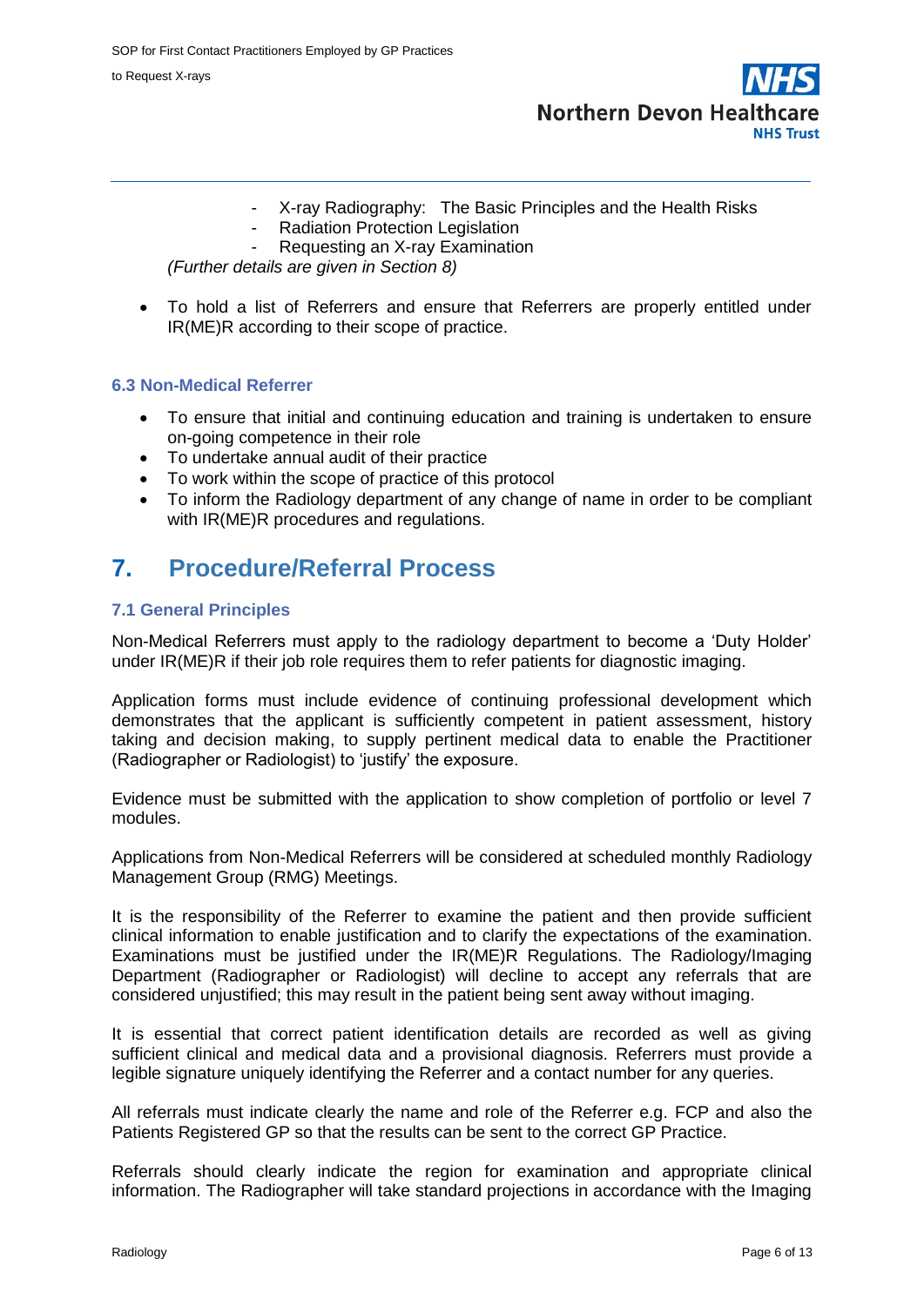- X-ray Radiography: The Basic Principles and the Health Risks
- Radiation Protection Legislation
- Requesting an X-ray Examination

*(Further details are given in Section 8)*

- To hold a list of Referrers and ensure that Referrers are properly entitled under IR(ME)R according to their scope of practice.

### 6.3 Non-Medical Referrer

- To ensure that initial and continuing education and training is undertaken to ensure on-going competence in their role
- To undertake annual audit of their practice
- To work within the scope of practice of this protocol
- To inform the Radiology department of any change of name in order to be compliant with IR(ME)R procedures and regulations.

## 7. Procedure/Referral Process

### 7.1 General Principles

Non-Medical Referrers must apply to the radiology department to become a 'Duty Holder' under IR(ME)R if their job role requires them to refer patients for diagnostic imaging.

Application forms must include evidence of continuing professional development which demonstrates that the applicant is sufficiently competent in patient assessment, history taking and decision making, to supply pertinent medical data to enable the Practitioner (Radiographer or Radiologist) to 'justify' the exposure.

Evidence must be submitted with the application to show completion of portfolio or level 7 modules.

Applications from Non-Medical Referrers will be considered at scheduled monthly Radiology Management Group (RMG) Meetings.

It is the responsibility of the Referrer to examine the patient and then provide sufficient clinical information to enable justification and to clarify the expectations of the examination. Examinations must be justified under the IR(ME)R Regulations. The Radiology/Imaging Department (Radiographer or Radiologist) will decline to accept any referrals that are considered unjustified; this may result in the patient being sent away without imaging.

It is essential that correct patient identification details are recorded as well as giving sufficient clinical and medical data and a provisional diagnosis. Referrers must provide a legible signature uniquely identifying the Referrer and a contact number for any queries.

All referrals must indicate clearly the name and role of the Referrer e.g. FCP and also the Patients Registered GP so that the results can be sent to the correct GP Practice.

Referrals should clearly indicate the region for examination and appropriate clinical information. The Radiographer will take standard projections in accordance with the Imaging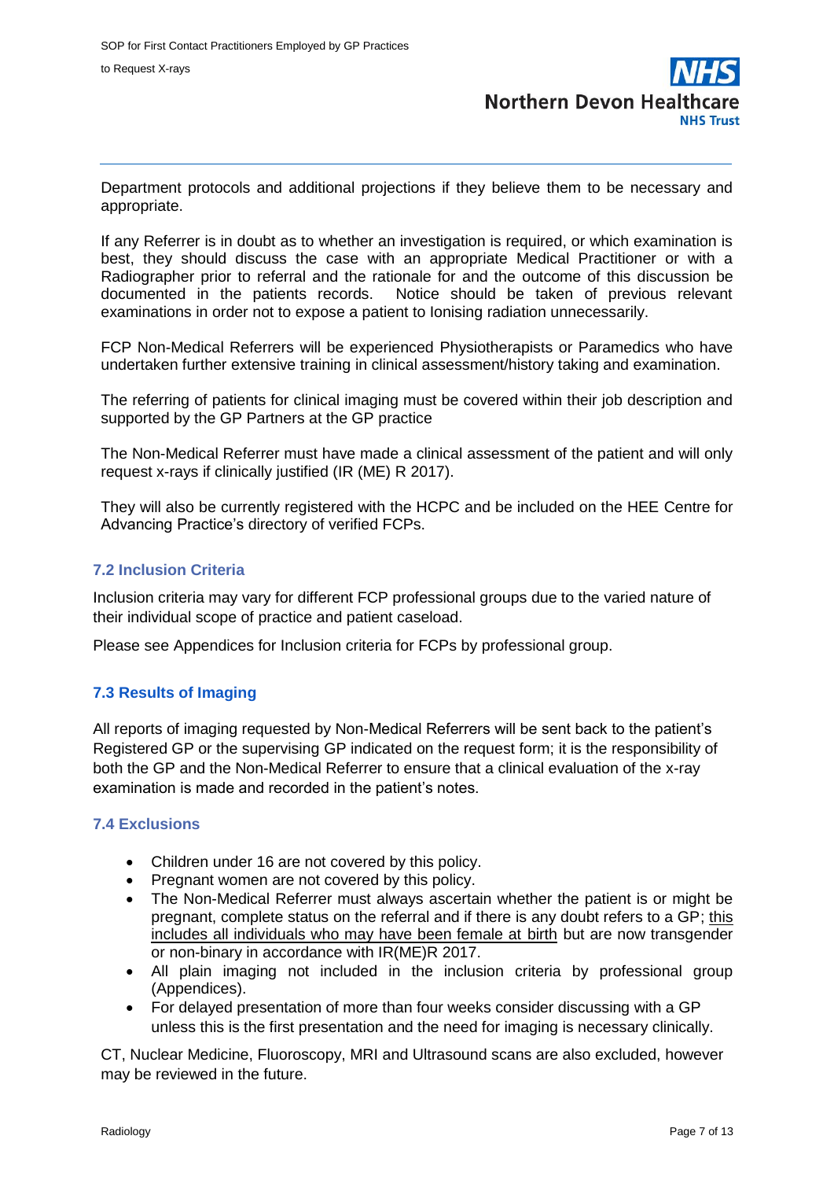Department protocols and additional projections if they believe them to be necessary and appropriate.

If any Referrer is in doubt as to whether an investigation is required, or which examination is best, they should discuss the case with an appropriate Medical Practitioner or with a Radiographer prior to referral and the rationale for and the outcome of this discussion be documented in the patients records. Notice should be taken of previous relevant examinations in order not to expose a patient to Ionising radiation unnecessarily.

FCP Non-Medical Referrers will be experienced Physiotherapists or Paramedics who have undertaken further extensive training in clinical assessment/history taking and examination.

The referring of patients for clinical imaging must be covered within their job description and supported by the GP Partners at the GP practice

The Non-Medical Referrer must have made a clinical assessment of the patient and will only request x-rays if clinically justified (IR (ME) R 2017).

They will also be currently registered with the HCPC and be included on the HEE Centre for Advancing Practice's directory of verified FCPs.

### 7.2 Inclusion Criteria

Inclusion criteria may vary for different FCP professional groups due to the varied nature of their individual scope of practice and patient caseload.

Please see Appendices for Inclusion criteria for FCPs by professional group.

### 7.3 Results of Imaging

All reports of imaging requested by Non-Medical Referrers will be sent back to the patient's Registered GP or the supervising GP indicated on the request form; it is the responsibility of both the GP and the Non-Medical Referrer to ensure that a clinical evaluation of the x-ray examination is made and recorded in the patient's notes.

### 7.4 Exclusions

- Children under 16 are not covered by this policy.
- Pregnant women are not covered by this policy.
- The Non-Medical Referrer must always ascertain whether the patient is or might be pregnant, complete status on the referral and if there is any doubt refers to a GP; <u>this includes all individuals who may have been female at birth</u> but are now transgender or non-binary in accordance with IR(ME)R 2017.
- All plain imaging not included in the inclusion criteria by professional group (Appendices).
- For delayed presentation of more than four weeks consider discussing with a GP unless this is the first presentation and the need for imaging is necessary clinically.

CT, Nuclear Medicine, Fluoroscopy, MRI and Ultrasound scans are also excluded, however may be reviewed in the future.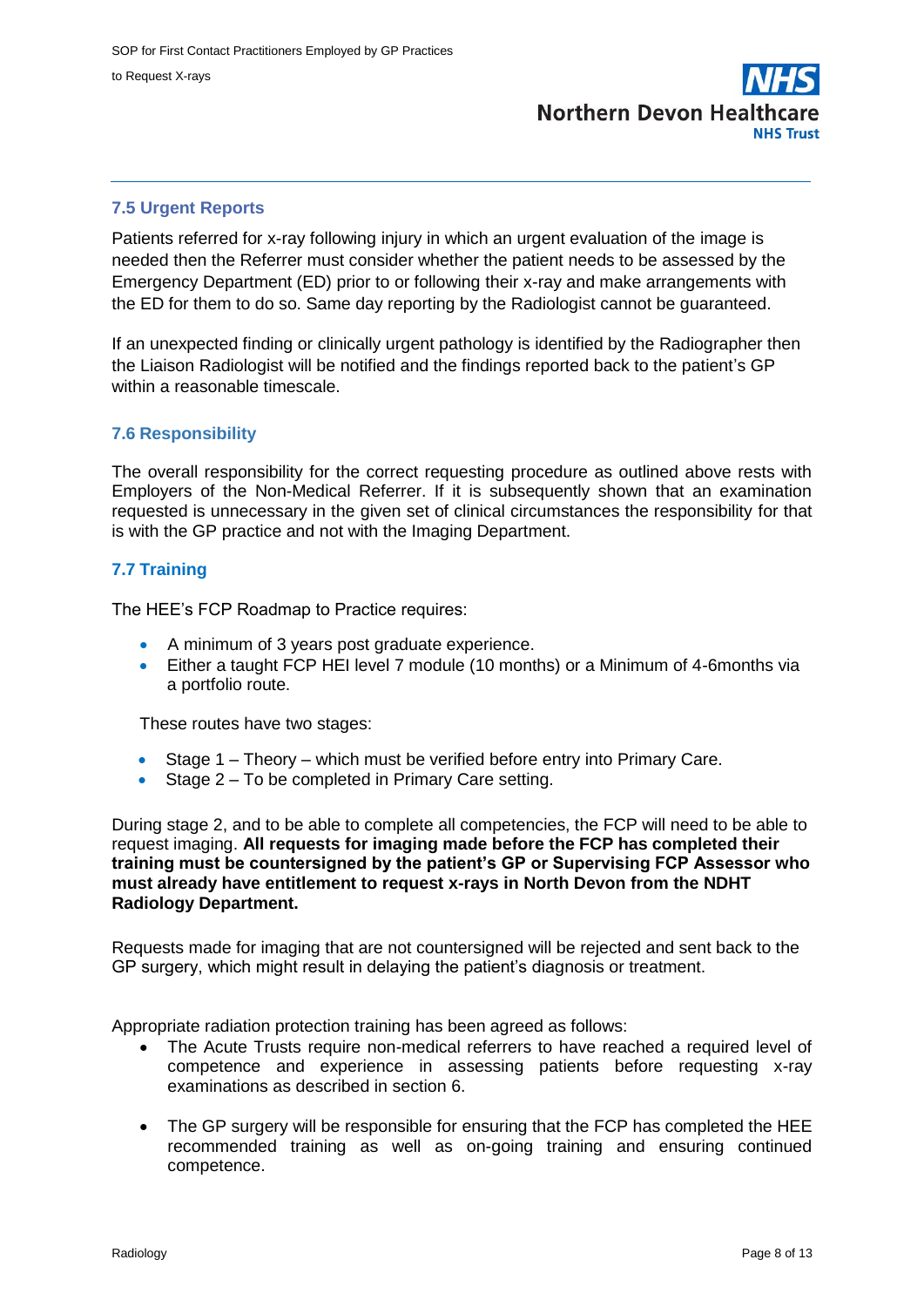### 7.5 Urgent Reports

Patients referred for x-ray following injury in which an urgent evaluation of the image is needed then the Referrer must consider whether the patient needs to be assessed by the Emergency Department (ED) prior to or following their x-ray and make arrangements with the ED for them to do so. Same day reporting by the Radiologist cannot be guaranteed.

If an unexpected finding or clinically urgent pathology is identified by the Radiographer then the Liaison Radiologist will be notified and the findings reported back to the patient's GP within a reasonable timescale.

### 7.6 Responsibility

The overall responsibility for the correct requesting procedure as outlined above rests with Employers of the Non-Medical Referrer. If it is subsequently shown that an examination requested is unnecessary in the given set of clinical circumstances the responsibility for that is with the GP practice and not with the Imaging Department.

### 7.7 Training

The HEE's FCP Roadmap to Practice requires:

- A minimum of 3 years post graduate experience.
- Either a taught FCP HEI level 7 module (10 months) or a Minimum of 4-6months via a portfolio route.

These routes have two stages:

- Stage 1 – Theory – which must be verified before entry into Primary Care.
- Stage 2 – To be completed in Primary Care setting.

During stage 2, and to be able to complete all competencies, the FCP will need to be able to request imaging. **All requests for imaging made before the FCP has completed their training must be countersigned by the patient's GP or Supervising FCP Assessor who must already have entitlement to request x-rays in North Devon from the NDHT Radiology Department.**

Requests made for imaging that are not countersigned will be rejected and sent back to the GP surgery, which might result in delaying the patient's diagnosis or treatment.

Appropriate radiation protection training has been agreed as follows:

- The Acute Trusts require non-medical referrers to have reached a required level of competence and experience in assessing patients before requesting x-ray examinations as described in section 6.
- The GP surgery will be responsible for ensuring that the FCP has completed the HEE recommended training as well as on-going training and ensuring continued competence.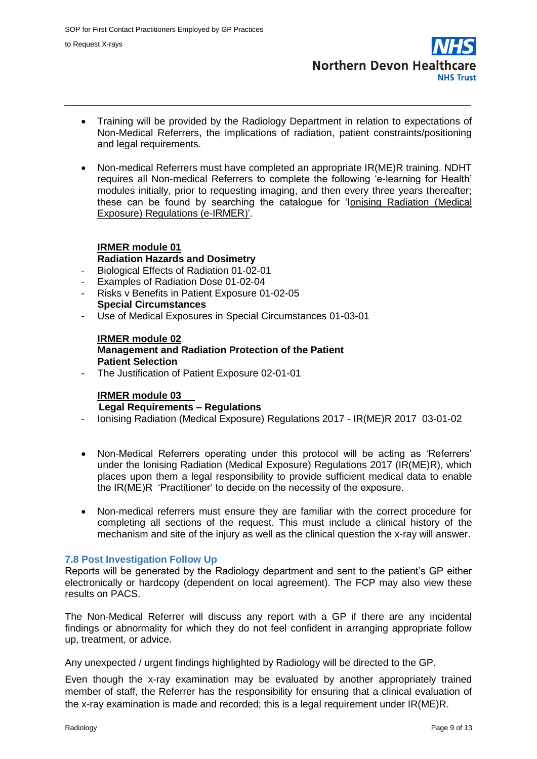- Training will be provided by the Radiology Department in relation to expectations of Non-Medical Referrers, the implications of radiation, patient constraints/positioning and legal requirements.

- Non-medical Referrers must have completed an appropriate IR(ME)R training. NDHT requires all Non-medical Referrers to complete the following 'e-learning for Health' modules initially, prior to requesting imaging, and then every three years thereafter; these can be found by searching the catalogue for 'Ionising Radiation (Medical Exposure) Regulations (e-IRMER)'.

**IRMER module 01**
**Radiation Hazards and Dosimetry**

- Biological Effects of Radiation 01-02-01
- Examples of Radiation Dose 01-02-04
- Risks v Benefits in Patient Exposure 01-02-05

**Special Circumstances**

- Use of Medical Exposures in Special Circumstances 01-03-01

**IRMER module 02**
**Management and Radiation Protection of the Patient**
**Patient Selection**

- The Justification of Patient Exposure 02-01-01

**IRMER module 03**
**Legal Requirements – Regulations**

- Ionising Radiation (Medical Exposure) Regulations 2017 - IR(ME)R 2017 03-01-02

- Non-Medical Referrers operating under this protocol will be acting as 'Referrers' under the Ionising Radiation (Medical Exposure) Regulations 2017 (IR(ME)R), which places upon them a legal responsibility to provide sufficient medical data to enable the IR(ME)R 'Practitioner' to decide on the necessity of the exposure.

- Non-medical referrers must ensure they are familiar with the correct procedure for completing all sections of the request. This must include a clinical history of the mechanism and site of the injury as well as the clinical question the x-ray will answer.

### 7.8 Post Investigation Follow Up

Reports will be generated by the Radiology department and sent to the patient's GP either electronically or hardcopy (dependent on local agreement). The FCP may also view these results on PACS.

The Non-Medical Referrer will discuss any report with a GP if there are any incidental findings or abnormality for which they do not feel confident in arranging appropriate follow up, treatment, or advice.

Any unexpected / urgent findings highlighted by Radiology will be directed to the GP.

Even though the x-ray examination may be evaluated by another appropriately trained member of staff, the Referrer has the responsibility for ensuring that a clinical evaluation of the x-ray examination is made and recorded; this is a legal requirement under IR(ME)R.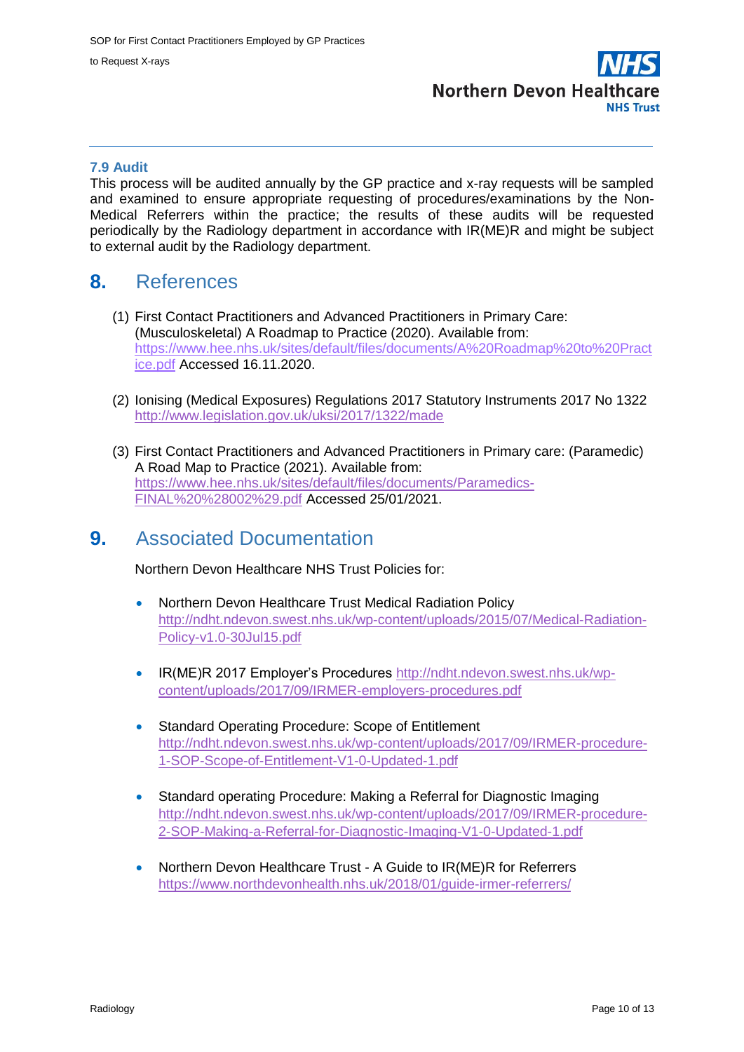### 7.9 Audit

This process will be audited annually by the GP practice and x-ray requests will be sampled and examined to ensure appropriate requesting of procedures/examinations by the Non-Medical Referrers within the practice; the results of these audits will be requested periodically by the Radiology department in accordance with IR(ME)R and might be subject to external audit by the Radiology department.

## 8. References

(1) First Contact Practitioners and Advanced Practitioners in Primary Care: (Musculoskeletal) A Roadmap to Practice (2020). Available from: https://www.hee.nhs.uk/sites/default/files/documents/A%20Roadmap%20to%20Practice.pdf Accessed 16.11.2020.

(2) Ionising (Medical Exposures) Regulations 2017 Statutory Instruments 2017 No 1322 http://www.legislation.gov.uk/uksi/2017/1322/made

(3) First Contact Practitioners and Advanced Practitioners in Primary care: (Paramedic) A Road Map to Practice (2021). Available from: https://www.hee.nhs.uk/sites/default/files/documents/Paramedics-FINAL%20%28002%29.pdf Accessed 25/01/2021.

## 9. Associated Documentation

Northern Devon Healthcare NHS Trust Policies for:

- Northern Devon Healthcare Trust Medical Radiation Policy http://ndht.ndevon.swest.nhs.uk/wp-content/uploads/2015/07/Medical-Radiation-Policy-v1.0-30Jul15.pdf
- IR(ME)R 2017 Employer's Procedures http://ndht.ndevon.swest.nhs.uk/wp-content/uploads/2017/09/IRMER-employers-procedures.pdf
- Standard Operating Procedure: Scope of Entitlement http://ndht.ndevon.swest.nhs.uk/wp-content/uploads/2017/09/IRMER-procedure-1-SOP-Scope-of-Entitlement-V1-0-Updated-1.pdf
- Standard operating Procedure: Making a Referral for Diagnostic Imaging http://ndht.ndevon.swest.nhs.uk/wp-content/uploads/2017/09/IRMER-procedure-2-SOP-Making-a-Referral-for-Diagnostic-Imaging-V1-0-Updated-1.pdf
- Northern Devon Healthcare Trust - A Guide to IR(ME)R for Referrers https://www.northdevonhealth.nhs.uk/2018/01/guide-irmer-referrers/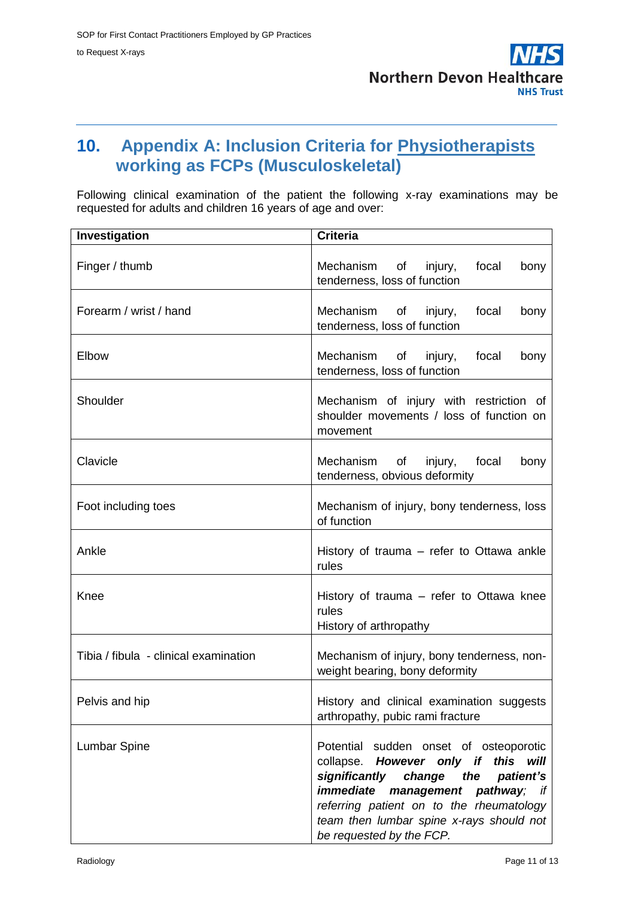## 10. Appendix A: Inclusion Criteria for Physiotherapists working as FCPs (Musculoskeletal)

Following clinical examination of the patient the following x-ray examinations may be requested for adults and children 16 years of age and over:

| Investigation | Criteria |
|---|---|
| Finger / thumb | Mechanism of injury, focal bony tenderness, loss of function |
| Forearm / wrist / hand | Mechanism of injury, focal bony tenderness, loss of function |
| Elbow | Mechanism of injury, focal bony tenderness, loss of function |
| Shoulder | Mechanism of injury with restriction of shoulder movements / loss of function on movement |
| Clavicle | Mechanism of injury, focal bony tenderness, obvious deformity |
| Foot including toes | Mechanism of injury, bony tenderness, loss of function |
| Ankle | History of trauma – refer to Ottawa ankle rules |
| Knee | History of trauma – refer to Ottawa knee rules<br>History of arthropathy |
| Tibia / fibula - clinical examination | Mechanism of injury, bony tenderness, non-weight bearing, bony deformity |
| Pelvis and hip | History and clinical examination suggests arthropathy, pubic rami fracture |
| Lumbar Spine | Potential sudden onset of osteoporotic collapse. ***However only if this will significantly change the patient's immediate management pathway****; if referring patient on to the rheumatology team then lumbar spine x-rays should not be requested by the FCP.* |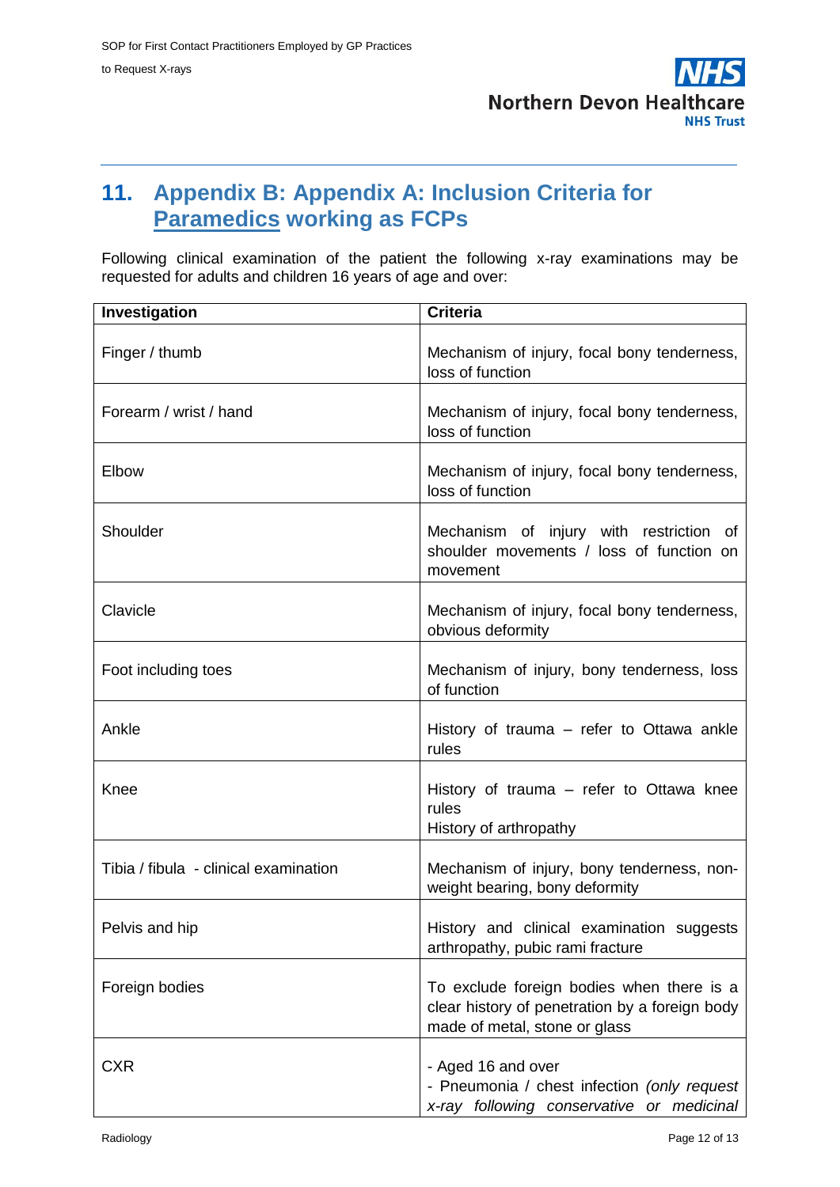## 11. Appendix B: Appendix A: Inclusion Criteria for Paramedics working as FCPs

Following clinical examination of the patient the following x-ray examinations may be requested for adults and children 16 years of age and over:

| Investigation | Criteria |
|---|---|
| Finger / thumb | Mechanism of injury, focal bony tenderness, loss of function |
| Forearm / wrist / hand | Mechanism of injury, focal bony tenderness, loss of function |
| Elbow | Mechanism of injury, focal bony tenderness, loss of function |
| Shoulder | Mechanism of injury with restriction of shoulder movements / loss of function on movement |
| Clavicle | Mechanism of injury, focal bony tenderness, obvious deformity |
| Foot including toes | Mechanism of injury, bony tenderness, loss of function |
| Ankle | History of trauma – refer to Ottawa ankle rules |
| Knee | History of trauma – refer to Ottawa knee rules<br>History of arthropathy |
| Tibia / fibula - clinical examination | Mechanism of injury, bony tenderness, non-weight bearing, bony deformity |
| Pelvis and hip | History and clinical examination suggests arthropathy, pubic rami fracture |
| Foreign bodies | To exclude foreign bodies when there is a clear history of penetration by a foreign body made of metal, stone or glass |
| CXR | - Aged 16 and over<br>- Pneumonia / chest infection *(only request x-ray following conservative or medicinal* |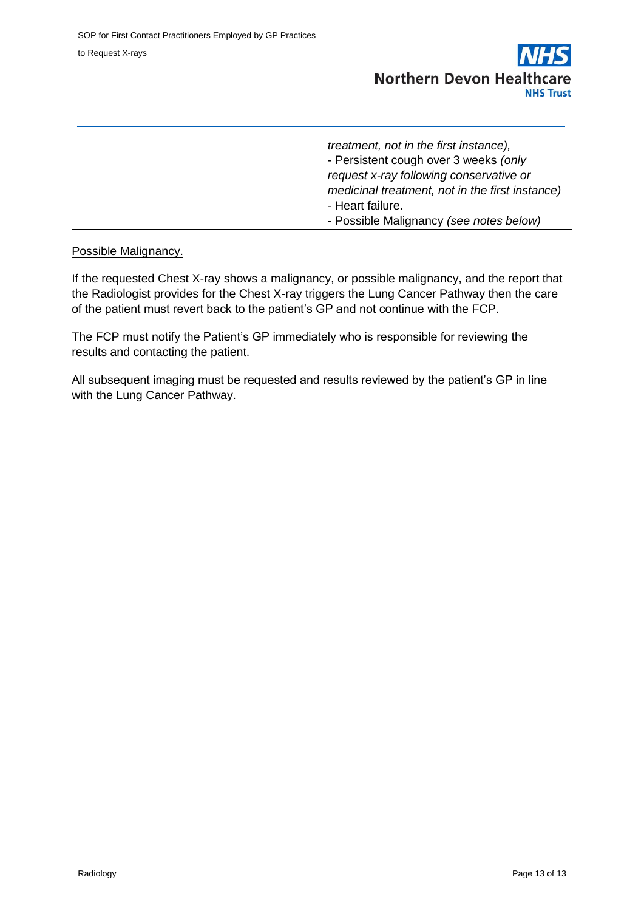| | |
|---|---|
| | *treatment, not in the first instance),*<br>- Persistent cough over 3 weeks *(only request x-ray following conservative or medicinal treatment, not in the first instance)*<br>- Heart failure.<br>- Possible Malignancy *(see notes below)* |

Possible Malignancy.

If the requested Chest X-ray shows a malignancy, or possible malignancy, and the report that the Radiologist provides for the Chest X-ray triggers the Lung Cancer Pathway then the care of the patient must revert back to the patient's GP and not continue with the FCP.

The FCP must notify the Patient's GP immediately who is responsible for reviewing the results and contacting the patient.

All subsequent imaging must be requested and results reviewed by the patient's GP in line with the Lung Cancer Pathway.